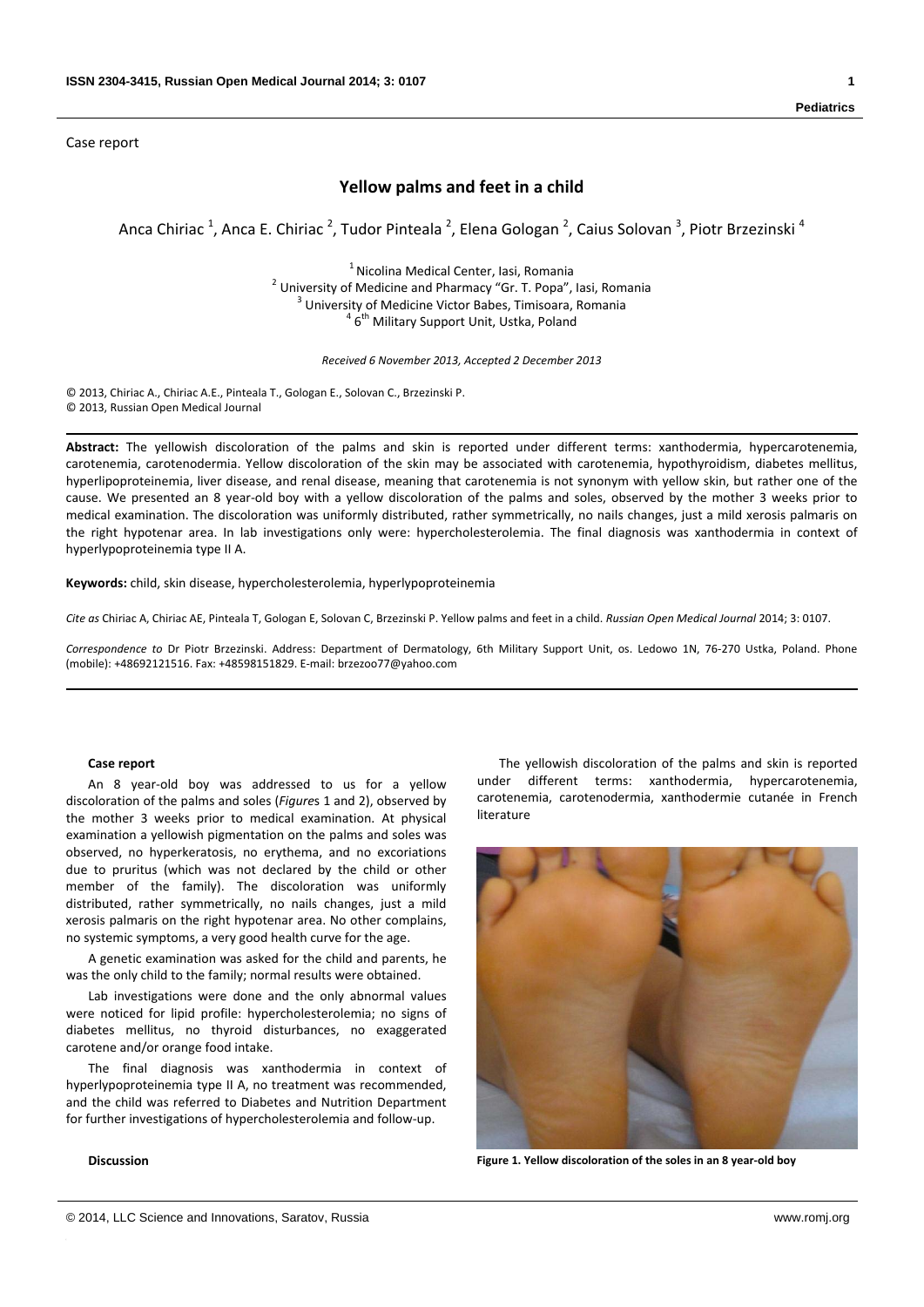Case report

# Yellow palms and feet in a child

Anca Chiriac [1], Anca E. Chiriac [2], Tudor Pinteala [2], Elena Gologan [2], Caius Solovan [3], Piotr Brzezinski [4]

[1] Nicolina Medical Center, Iasi, Romania
[2] University of Medicine and Pharmacy "Gr. T. Popa", Iasi, Romania
[3] University of Medicine Victor Babes, Timisoara, Romania
[4] 6th Military Support Unit, Ustka, Poland

*Received 6 November 2013, Accepted 2 December 2013*

© 2013, Chiriac A., Chiriac A.E., Pinteala T., Gologan E., Solovan C., Brzezinski P.
© 2013, Russian Open Medical Journal

**Abstract:** The yellowish discoloration of the palms and skin is reported under different terms: xanthodermia, hypercarotenemia, carotenemia, carotenodermia. Yellow discoloration of the skin may be associated with carotenemia, hypothyroidism, diabetes mellitus, hyperlipoproteinemia, liver disease, and renal disease, meaning that carotenemia is not synonym with yellow skin, but rather one of the cause. We presented an 8 year-old boy with a yellow discoloration of the palms and soles, observed by the mother 3 weeks prior to medical examination. The discoloration was uniformly distributed, rather symmetrically, no nails changes, just a mild xerosis palmaris on the right hypotenar area. In lab investigations only were: hypercholesterolemia. The final diagnosis was xanthodermia in context of hyperlypoproteinemia type II A.

**Keywords:** child, skin disease, hypercholesterolemia, hyperlypoproteinemia

*Cite as* Chiriac A, Chiriac AE, Pinteala T, Gologan E, Solovan C, Brzezinski P. Yellow palms and feet in a child. *Russian Open Medical Journal* 2014; 3: 0107.

*Correspondence to* Dr Piotr Brzezinski. Address: Department of Dermatology, 6th Military Support Unit, os. Ledowo 1N, 76-270 Ustka, Poland. Phone (mobile): +48692121516. Fax: +48598151829. E-mail: brzezoo77@yahoo.com

## Case report

An 8 year-old boy was addressed to us for a yellow discoloration of the palms and soles (*Figures* 1 and 2), observed by the mother 3 weeks prior to medical examination. At physical examination a yellowish pigmentation on the palms and soles was observed, no hyperkeratosis, no erythema, and no excoriations due to pruritus (which was not declared by the child or other member of the family). The discoloration was uniformly distributed, rather symmetrically, no nails changes, just a mild xerosis palmaris on the right hypotenar area. No other complains, no systemic symptoms, a very good health curve for the age.

A genetic examination was asked for the child and parents, he was the only child to the family; normal results were obtained.

Lab investigations were done and the only abnormal values were noticed for lipid profile: hypercholesterolemia; no signs of diabetes mellitus, no thyroid disturbances, no exaggerated carotene and/or orange food intake.

The final diagnosis was xanthodermia in context of hyperlypoproteinemia type II A, no treatment was recommended, and the child was referred to Diabetes and Nutrition Department for further investigations of hypercholesterolemia and follow-up.

## Discussion

The yellowish discoloration of the palms and skin is reported under different terms: xanthodermia, hypercarotenemia, carotenemia, carotenodermia, xanthodermie cutanée in French literature

**Figure 1. Yellow discoloration of the soles in an 8 year-old boy**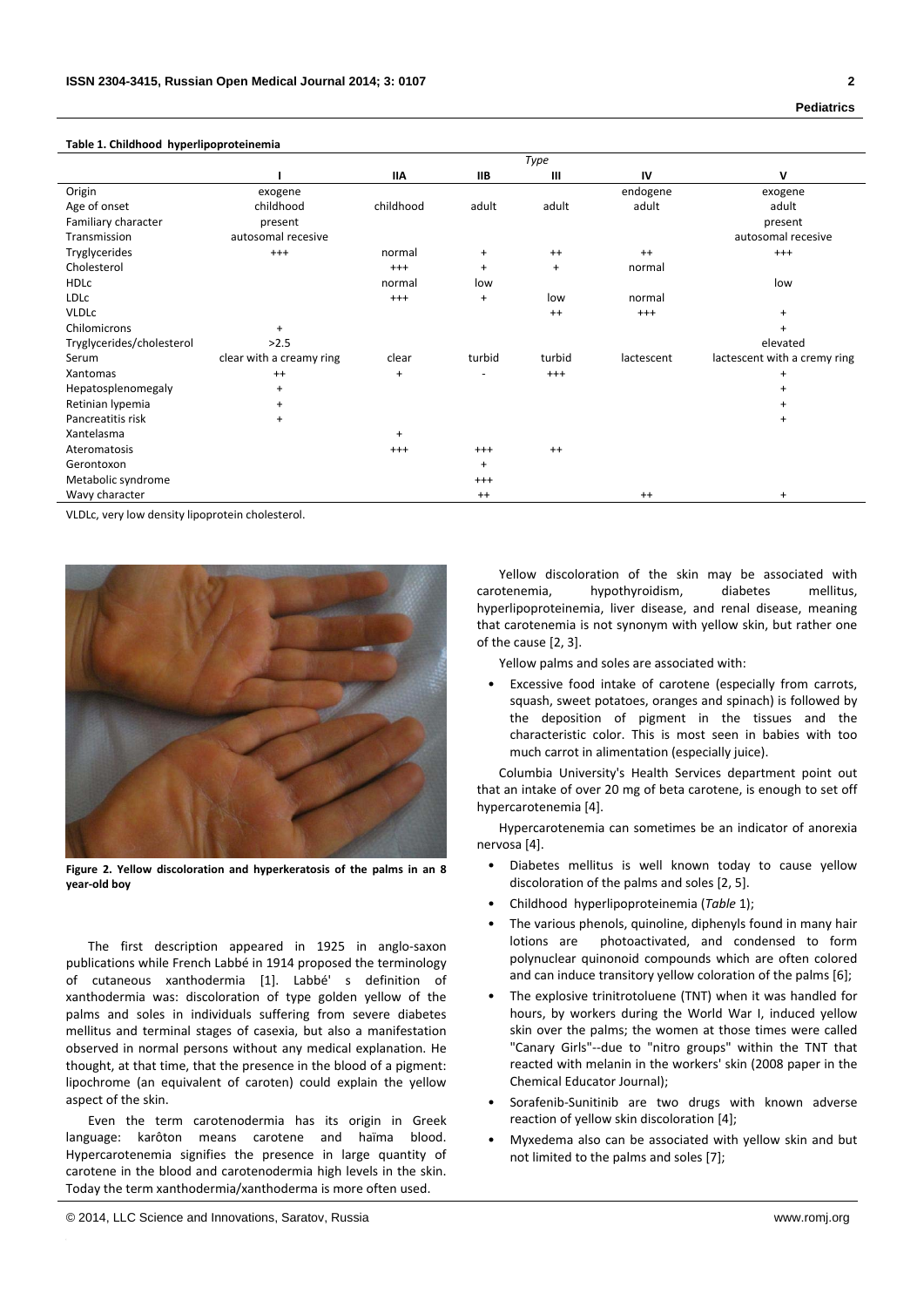**Table 1. Childhood hyperlipoproteinemia**

| | Type | | | | | |
|---|---|---|---|---|---|---|
| | I | IIA | IIB | III | IV | V |
| Origin | exogene | | | | endogene | exogene |
| Age of onset | childhood | childhood | adult | adult | adult | adult |
| Familiary character | present | | | | | present |
| Transmission | autosomal recesive | | | | | autosomal recesive |
| Tryglycerides | +++ | normal | + | ++ | ++ | +++ |
| Cholesterol | | +++ | + | + | normal | |
| HDLc | | normal | low | | | low |
| LDLc | | +++ | + | low | normal | |
| VLDLc | | | | ++ | +++ | + |
| Chilomicrons | + | | | | | + |
| Tryglycerides/cholesterol | >2.5 | | | | | elevated |
| Serum | clear with a creamy ring | clear | turbid | turbid | lactescent | lactescent with a cremy ring |
| Xantomas | ++ | + | - | +++ | | + |
| Hepatosplenomegaly | + | | | | | + |
| Retinian lypemia | + | | | | | + |
| Pancreatitis risk | + | | | | | + |
| Xantelasma | | + | | | | |
| Ateromatosis | | +++ | +++ | ++ | | |
| Gerontoxon | | | + | | | |
| Metabolic syndrome | | | +++ | | | |
| Wavy character | | | ++ | | ++ | + |

VLDLc, very low density lipoprotein cholesterol.

**Figure 2. Yellow discoloration and hyperkeratosis of the palms in an 8 year-old boy**

The first description appeared in 1925 in anglo-saxon publications while French Labbé in 1914 proposed the terminology of cutaneous xanthodermia [1]. Labbé' s definition of xanthodermia was: discoloration of type golden yellow of the palms and soles in individuals suffering from severe diabetes mellitus and terminal stages of casexia, but also a manifestation observed in normal persons without any medical explanation. He thought, at that time, that the presence in the blood of a pigment: lipochrome (an equivalent of caroten) could explain the yellow aspect of the skin.

Even the term carotenodermia has its origin in Greek language: karôton means carotene and haïma blood. Hypercarotenemia signifies the presence in large quantity of carotene in the blood and carotenodermia high levels in the skin. Today the term xanthodermia/xanthoderma is more often used.

Yellow discoloration of the skin may be associated with carotenemia, hypothyroidism, diabetes mellitus, hyperlipoproteinemia, liver disease, and renal disease, meaning that carotenemia is not synonym with yellow skin, but rather one of the cause [2, 3].

Yellow palms and soles are associated with:

- Excessive food intake of carotene (especially from carrots, squash, sweet potatoes, oranges and spinach) is followed by the deposition of pigment in the tissues and the characteristic color. This is most seen in babies with too much carrot in alimentation (especially juice).

Columbia University's Health Services department point out that an intake of over 20 mg of beta carotene, is enough to set off hypercarotenemia [4].

Hypercarotenemia can sometimes be an indicator of anorexia nervosa [4].

- Diabetes mellitus is well known today to cause yellow discoloration of the palms and soles [2, 5].
- Childhood hyperlipoproteinemia (*Table* 1);
- The various phenols, quinoline, diphenyls found in many hair lotions are photoactivated, and condensed to form polynuclear quinonoid compounds which are often colored and can induce transitory yellow coloration of the palms [6];
- The explosive trinitrotoluene (TNT) when it was handled for hours, by workers during the World War I, induced yellow skin over the palms; the women at those times were called "Canary Girls"--due to "nitro groups" within the TNT that reacted with melanin in the workers' skin (2008 paper in the Chemical Educator Journal);
- Sorafenib-Sunitinib are two drugs with known adverse reaction of yellow skin discoloration [4];
- Myxedema also can be associated with yellow skin and but not limited to the palms and soles [7];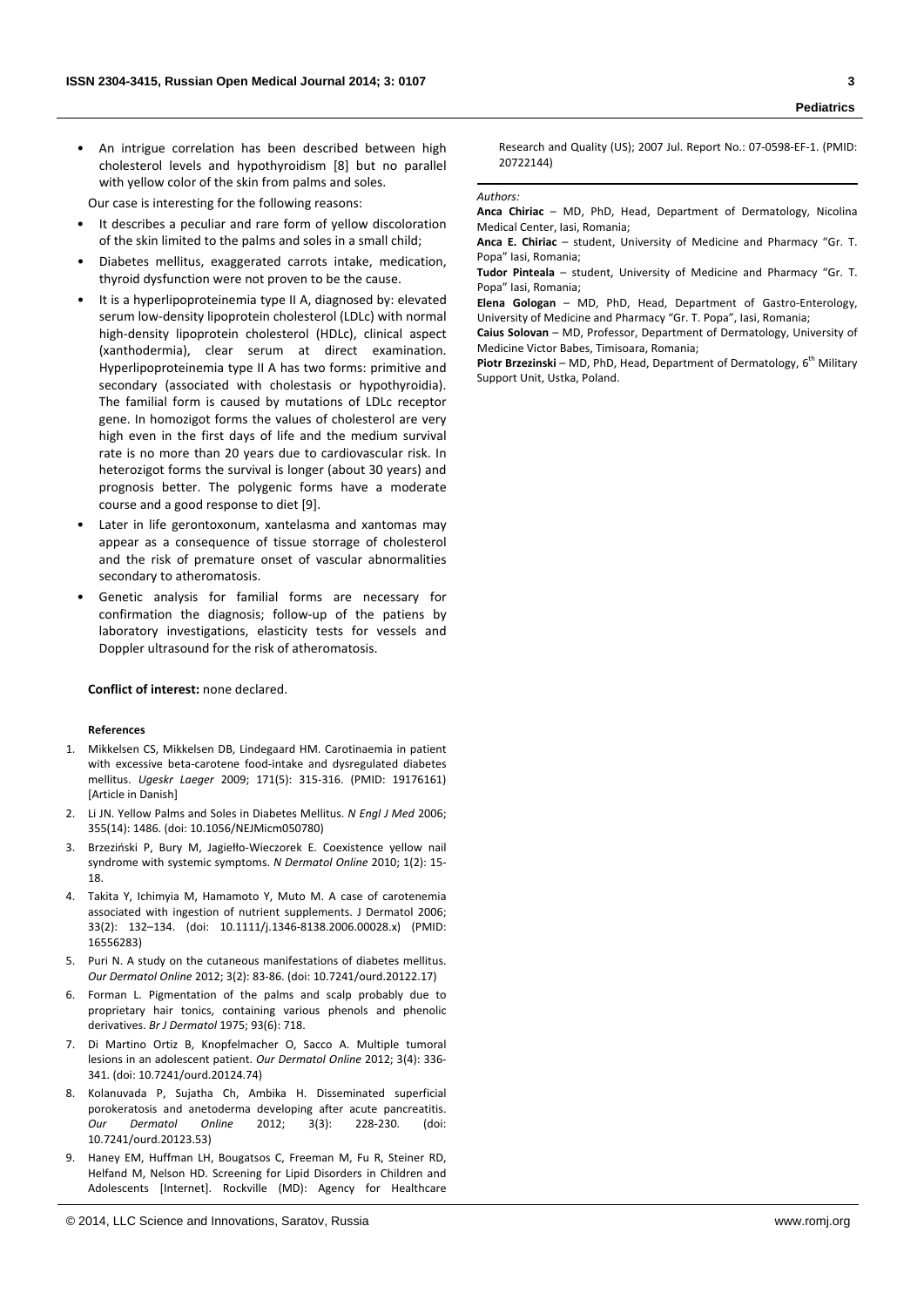- An intrigue correlation has been described between high cholesterol levels and hypothyroidism [8] but no parallel with yellow color of the skin from palms and soles.

Our case is interesting for the following reasons:

- It describes a peculiar and rare form of yellow discoloration of the skin limited to the palms and soles in a small child;
- Diabetes mellitus, exaggerated carrots intake, medication, thyroid dysfunction were not proven to be the cause.
- It is a hyperlipoproteinemia type II A, diagnosed by: elevated serum low-density lipoprotein cholesterol (LDLc) with normal high-density lipoprotein cholesterol (HDLc), clinical aspect (xanthodermia), clear serum at direct examination. Hyperlipoproteinemia type II A has two forms: primitive and secondary (associated with cholestasis or hypothyroidia). The familial form is caused by mutations of LDLc receptor gene. In homozigot forms the values of cholesterol are very high even in the first days of life and the medium survival rate is no more than 20 years due to cardiovascular risk. In heterozigot forms the survival is longer (about 30 years) and prognosis better. The polygenic forms have a moderate course and a good response to diet [9].
- Later in life gerontoxonum, xantelasma and xantomas may appear as a consequence of tissue storrage of cholesterol and the risk of premature onset of vascular abnormalities secondary to atheromatosis.
- Genetic analysis for familial forms are necessary for confirmation the diagnosis; follow-up of the patiens by laboratory investigations, elasticity tests for vessels and Doppler ultrasound for the risk of atheromatosis.

**Conflict of interest:** none declared.

**References**

1. Mikkelsen CS, Mikkelsen DB, Lindegaard HM. Carotinaemia in patient with excessive beta-carotene food-intake and dysregulated diabetes mellitus. *Ugeskr Laeger* 2009; 171(5): 315-316. (PMID: 19176161) [Article in Danish]
2. Li JN. Yellow Palms and Soles in Diabetes Mellitus. *N Engl J Med* 2006; 355(14): 1486. (doi: 10.1056/NEJMicm050780)
3. Brzeziński P, Bury M, Jagiełło-Wieczorek E. Coexistence yellow nail syndrome with systemic symptoms. *N Dermatol Online* 2010; 1(2): 15-18.
4. Takita Y, Ichimyia M, Hamamoto Y, Muto M. A case of carotenemia associated with ingestion of nutrient supplements. J Dermatol 2006; 33(2): 132–134. (doi: 10.1111/j.1346-8138.2006.00028.x) (PMID: 16556283)
5. Puri N. A study on the cutaneous manifestations of diabetes mellitus. *Our Dermatol Online* 2012; 3(2): 83-86. (doi: 10.7241/ourd.20122.17)
6. Forman L. Pigmentation of the palms and scalp probably due to proprietary hair tonics, containing various phenols and phenolic derivatives. *Br J Dermatol* 1975; 93(6): 718.
7. Di Martino Ortiz B, Knopfelmacher O, Sacco A. Multiple tumoral lesions in an adolescent patient. *Our Dermatol Online* 2012; 3(4): 336-341. (doi: 10.7241/ourd.20124.74)
8. Kolanuvada P, Sujatha Ch, Ambika H. Disseminated superficial porokeratosis and anetoderma developing after acute pancreatitis. *Our Dermatol Online* 2012; 3(3): 228-230. (doi: 10.7241/ourd.20123.53)
9. Haney EM, Huffman LH, Bougatsos C, Freeman M, Fu R, Steiner RD, Helfand M, Nelson HD. Screening for Lipid Disorders in Children and Adolescents [Internet]. Rockville (MD): Agency for Healthcare Research and Quality (US); 2007 Jul. Report No.: 07-0598-EF-1. (PMID: 20722144)

*Authors:*

**Anca Chiriac** – MD, PhD, Head, Department of Dermatology, Nicolina Medical Center, Iasi, Romania;

**Anca E. Chiriac** – student, University of Medicine and Pharmacy "Gr. T. Popa" Iasi, Romania;

**Tudor Pinteala** – student, University of Medicine and Pharmacy "Gr. T. Popa" Iasi, Romania;

**Elena Gologan** – MD, PhD, Head, Department of Gastro-Enterology, University of Medicine and Pharmacy "Gr. T. Popa", Iasi, Romania;

**Caius Solovan** – MD, Professor, Department of Dermatology, University of Medicine Victor Babes, Timisoara, Romania;

**Piotr Brzezinski** – MD, PhD, Head, Department of Dermatology, 6th Military Support Unit, Ustka, Poland.